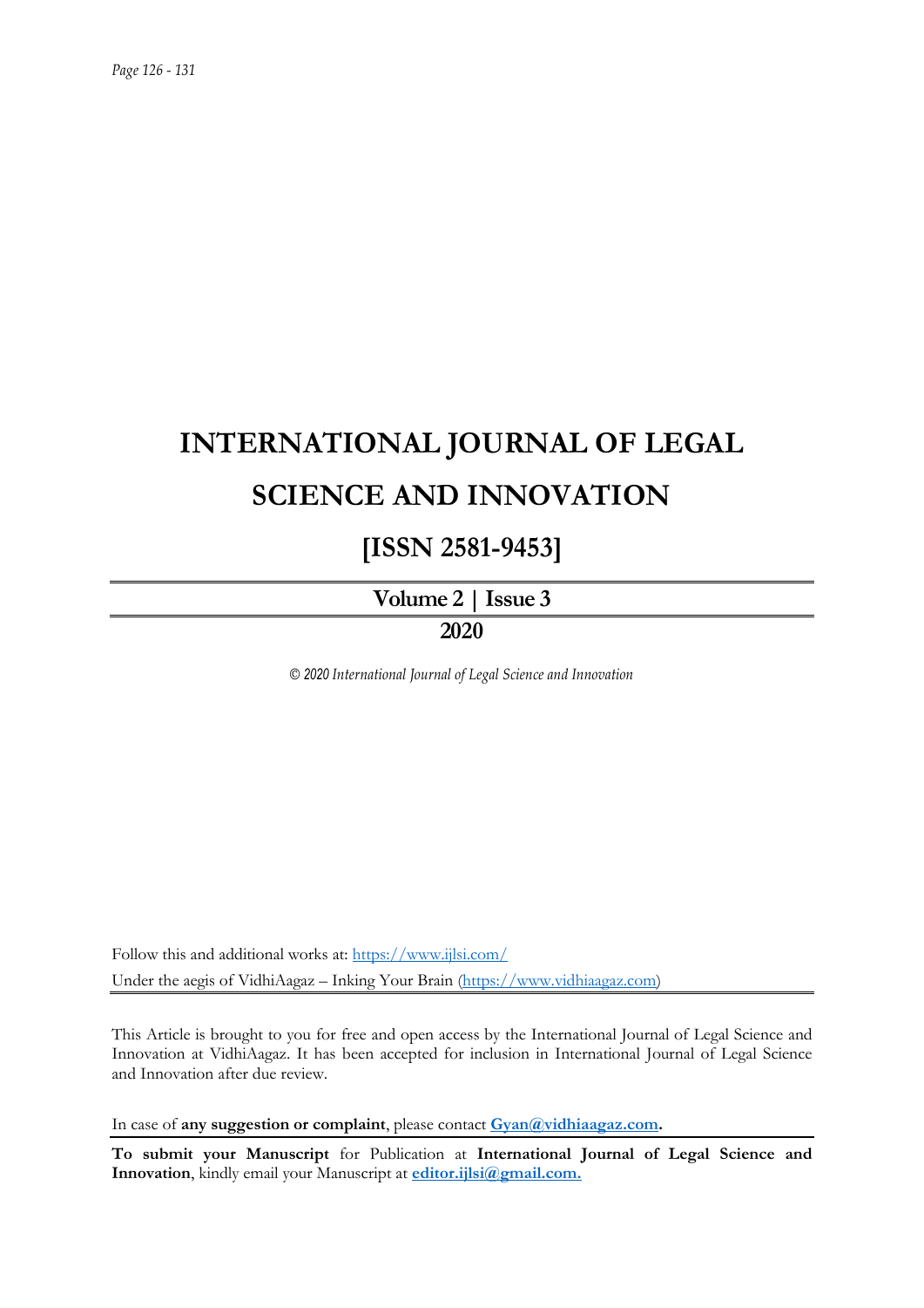# INTERNATIONAL JOURNAL OF LEGAL SCIENCE AND INNOVATION

## [ISSN 2581-9453]

**Volume 2 | Issue 3**

**2020**

*© 2020 International Journal of Legal Science and Innovation*

Follow this and additional works at: https://www.ijlsi.com/

Under the aegis of VidhiAagaz – Inking Your Brain (https://www.vidhiaagaz.com)

This Article is brought to you for free and open access by the International Journal of Legal Science and Innovation at VidhiAagaz. It has been accepted for inclusion in International Journal of Legal Science and Innovation after due review.

In case of **any suggestion or complaint**, please contact **Gyan@vidhiaagaz.com.**

**To submit your Manuscript** for Publication at **International Journal of Legal Science and Innovation**, kindly email your Manuscript at **editor.ijlsi@gmail.com.**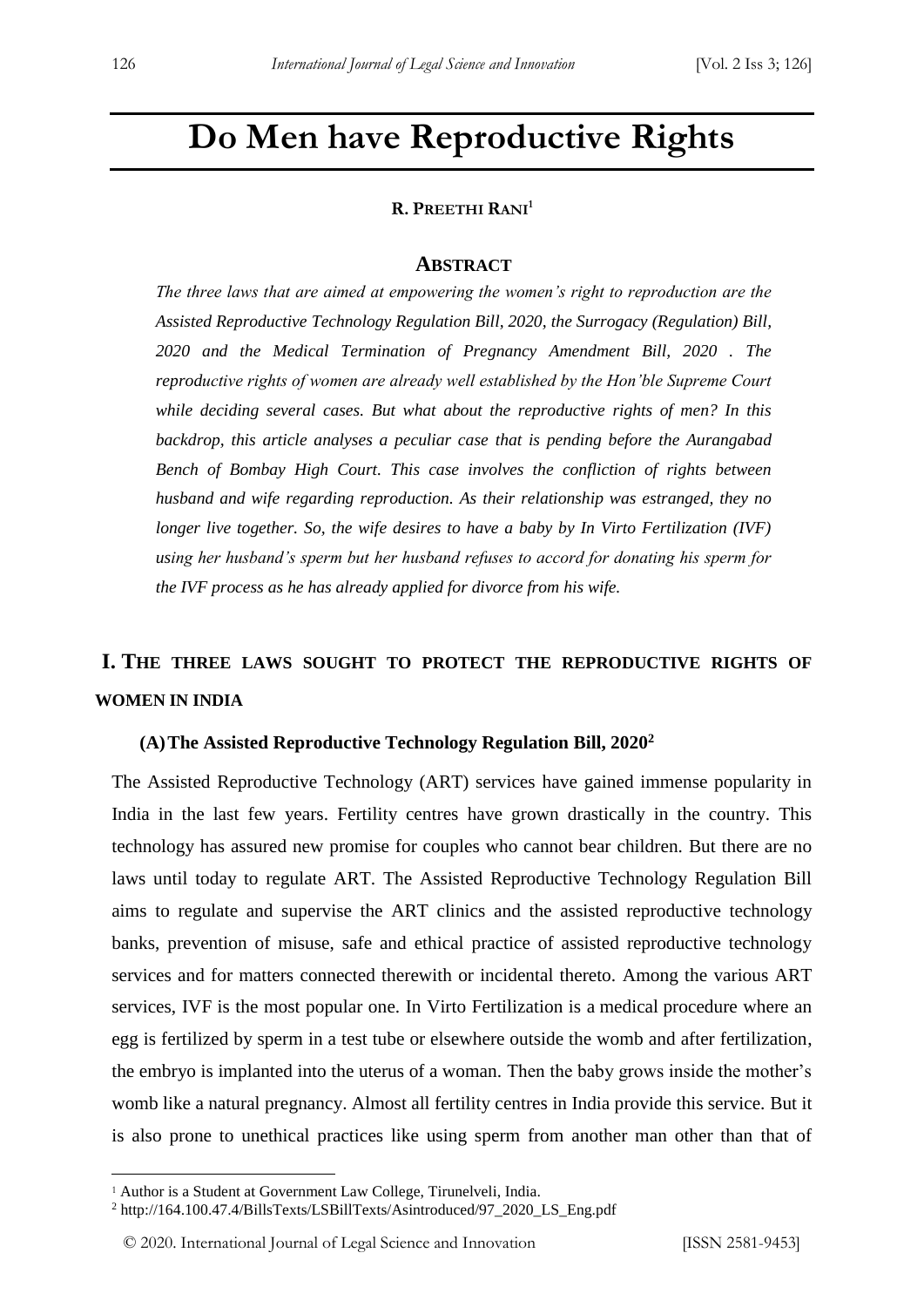# Do Men have Reproductive Rights

**R. PREETHI RANI**[1]

## ABSTRACT

*The three laws that are aimed at empowering the women's right to reproduction are the Assisted Reproductive Technology Regulation Bill, 2020, the Surrogacy (Regulation) Bill, 2020 and the Medical Termination of Pregnancy Amendment Bill, 2020 . The reproductive rights of women are already well established by the Hon'ble Supreme Court while deciding several cases. But what about the reproductive rights of men? In this backdrop, this article analyses a peculiar case that is pending before the Aurangabad Bench of Bombay High Court. This case involves the confliction of rights between husband and wife regarding reproduction. As their relationship was estranged, they no longer live together. So, the wife desires to have a baby by In Virto Fertilization (IVF) using her husband's sperm but her husband refuses to accord for donating his sperm for the IVF process as he has already applied for divorce from his wife.*

## I. THE THREE LAWS SOUGHT TO PROTECT THE REPRODUCTIVE RIGHTS OF WOMEN IN INDIA

### (A) The Assisted Reproductive Technology Regulation Bill, 2020[2]

The Assisted Reproductive Technology (ART) services have gained immense popularity in India in the last few years. Fertility centres have grown drastically in the country. This technology has assured new promise for couples who cannot bear children. But there are no laws until today to regulate ART. The Assisted Reproductive Technology Regulation Bill aims to regulate and supervise the ART clinics and the assisted reproductive technology banks, prevention of misuse, safe and ethical practice of assisted reproductive technology services and for matters connected therewith or incidental thereto. Among the various ART services, IVF is the most popular one. In Virto Fertilization is a medical procedure where an egg is fertilized by sperm in a test tube or elsewhere outside the womb and after fertilization, the embryo is implanted into the uterus of a woman. Then the baby grows inside the mother's womb like a natural pregnancy. Almost all fertility centres in India provide this service. But it is also prone to unethical practices like using sperm from another man other than that of

---

[1] Author is a Student at Government Law College, Tirunelveli, India.

[2] http://164.100.47.4/BillsTexts/LSBillTexts/Asintroduced/97_2020_LS_Eng.pdf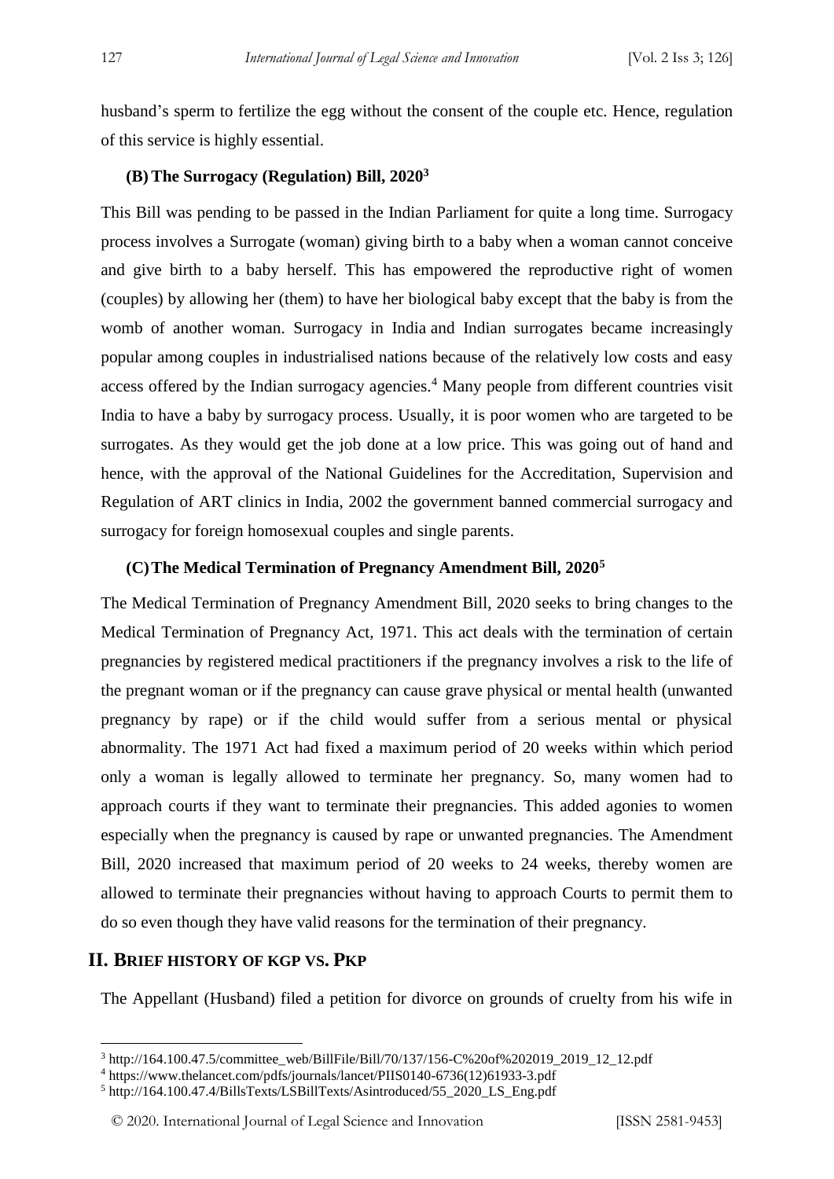husband's sperm to fertilize the egg without the consent of the couple etc. Hence, regulation of this service is highly essential.

### (B) The Surrogacy (Regulation) Bill, 2020[3]

This Bill was pending to be passed in the Indian Parliament for quite a long time. Surrogacy process involves a Surrogate (woman) giving birth to a baby when a woman cannot conceive and give birth to a baby herself. This has empowered the reproductive right of women (couples) by allowing her (them) to have her biological baby except that the baby is from the womb of another woman. Surrogacy in India and Indian surrogates became increasingly popular among couples in industrialised nations because of the relatively low costs and easy access offered by the Indian surrogacy agencies.[4] Many people from different countries visit India to have a baby by surrogacy process. Usually, it is poor women who are targeted to be surrogates. As they would get the job done at a low price. This was going out of hand and hence, with the approval of the National Guidelines for the Accreditation, Supervision and Regulation of ART clinics in India, 2002 the government banned commercial surrogacy and surrogacy for foreign homosexual couples and single parents.

### (C) The Medical Termination of Pregnancy Amendment Bill, 2020[5]

The Medical Termination of Pregnancy Amendment Bill, 2020 seeks to bring changes to the Medical Termination of Pregnancy Act, 1971. This act deals with the termination of certain pregnancies by registered medical practitioners if the pregnancy involves a risk to the life of the pregnant woman or if the pregnancy can cause grave physical or mental health (unwanted pregnancy by rape) or if the child would suffer from a serious mental or physical abnormality. The 1971 Act had fixed a maximum period of 20 weeks within which period only a woman is legally allowed to terminate her pregnancy. So, many women had to approach courts if they want to terminate their pregnancies. This added agonies to women especially when the pregnancy is caused by rape or unwanted pregnancies. The Amendment Bill, 2020 increased that maximum period of 20 weeks to 24 weeks, thereby women are allowed to terminate their pregnancies without having to approach Courts to permit them to do so even though they have valid reasons for the termination of their pregnancy.

## II. Brief history of KGP vs. PKP

The Appellant (Husband) filed a petition for divorce on grounds of cruelty from his wife in

---

[3] http://164.100.47.5/committee_web/BillFile/Bill/70/137/156-C%20of%202019_2019_12_12.pdf

[4] https://www.thelancet.com/pdfs/journals/lancet/PIIS0140-6736(12)61933-3.pdf

[5] http://164.100.47.4/BillsTexts/LSBillTexts/Asintroduced/55_2020_LS_Eng.pdf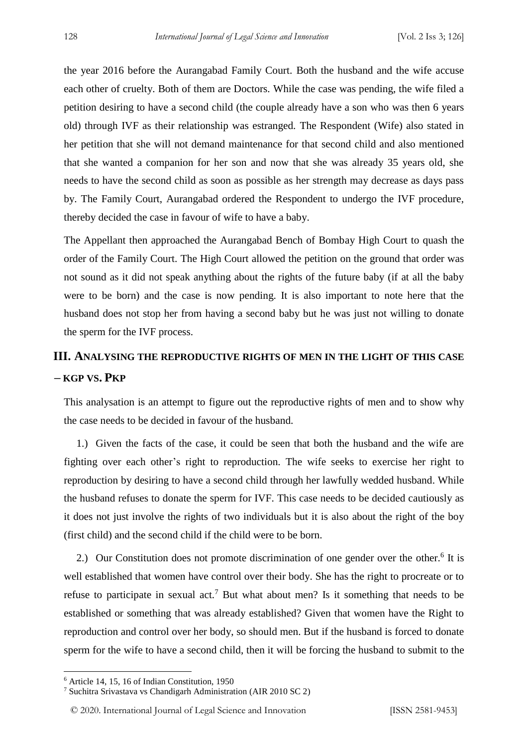the year 2016 before the Aurangabad Family Court. Both the husband and the wife accuse each other of cruelty. Both of them are Doctors. While the case was pending, the wife filed a petition desiring to have a second child (the couple already have a son who was then 6 years old) through IVF as their relationship was estranged. The Respondent (Wife) also stated in her petition that she will not demand maintenance for that second child and also mentioned that she wanted a companion for her son and now that she was already 35 years old, she needs to have the second child as soon as possible as her strength may decrease as days pass by. The Family Court, Aurangabad ordered the Respondent to undergo the IVF procedure, thereby decided the case in favour of wife to have a baby.

The Appellant then approached the Aurangabad Bench of Bombay High Court to quash the order of the Family Court. The High Court allowed the petition on the ground that order was not sound as it did not speak anything about the rights of the future baby (if at all the baby were to be born) and the case is now pending. It is also important to note here that the husband does not stop her from having a second baby but he was just not willing to donate the sperm for the IVF process.

## III. Analysing the reproductive rights of men in the light of this case – KGP vs. PKP

This analysation is an attempt to figure out the reproductive rights of men and to show why the case needs to be decided in favour of the husband.

1.) Given the facts of the case, it could be seen that both the husband and the wife are fighting over each other's right to reproduction. The wife seeks to exercise her right to reproduction by desiring to have a second child through her lawfully wedded husband. While the husband refuses to donate the sperm for IVF. This case needs to be decided cautiously as it does not just involve the rights of two individuals but it is also about the right of the boy (first child) and the second child if the child were to be born.

2.) Our Constitution does not promote discrimination of one gender over the other.[6] It is well established that women have control over their body. She has the right to procreate or to refuse to participate in sexual act.[7] But what about men? Is it something that needs to be established or something that was already established? Given that women have the Right to reproduction and control over her body, so should men. But if the husband is forced to donate sperm for the wife to have a second child, then it will be forcing the husband to submit to the

---

[6] Article 14, 15, 16 of Indian Constitution, 1950

[7] Suchitra Srivastava vs Chandigarh Administration (AIR 2010 SC 2)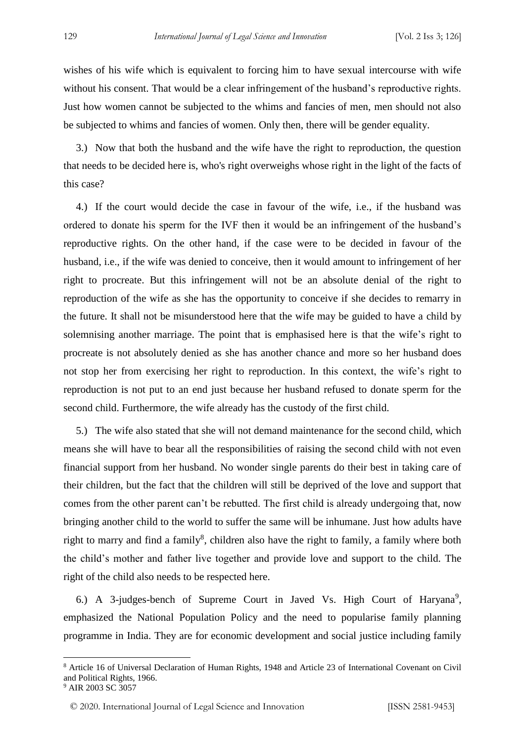wishes of his wife which is equivalent to forcing him to have sexual intercourse with wife without his consent. That would be a clear infringement of the husband's reproductive rights. Just how women cannot be subjected to the whims and fancies of men, men should not also be subjected to whims and fancies of women. Only then, there will be gender equality.

3.) Now that both the husband and the wife have the right to reproduction, the question that needs to be decided here is, who's right overweighs whose right in the light of the facts of this case?

4.) If the court would decide the case in favour of the wife, i.e., if the husband was ordered to donate his sperm for the IVF then it would be an infringement of the husband's reproductive rights. On the other hand, if the case were to be decided in favour of the husband, i.e., if the wife was denied to conceive, then it would amount to infringement of her right to procreate. But this infringement will not be an absolute denial of the right to reproduction of the wife as she has the opportunity to conceive if she decides to remarry in the future. It shall not be misunderstood here that the wife may be guided to have a child by solemnising another marriage. The point that is emphasised here is that the wife's right to procreate is not absolutely denied as she has another chance and more so her husband does not stop her from exercising her right to reproduction. In this context, the wife's right to reproduction is not put to an end just because her husband refused to donate sperm for the second child. Furthermore, the wife already has the custody of the first child.

5.) The wife also stated that she will not demand maintenance for the second child, which means she will have to bear all the responsibilities of raising the second child with not even financial support from her husband. No wonder single parents do their best in taking care of their children, but the fact that the children will still be deprived of the love and support that comes from the other parent can't be rebutted. The first child is already undergoing that, now bringing another child to the world to suffer the same will be inhumane. Just how adults have right to marry and find a family[8], children also have the right to family, a family where both the child's mother and father live together and provide love and support to the child. The right of the child also needs to be respected here.

6.) A 3-judges-bench of Supreme Court in Javed Vs. High Court of Haryana[9], emphasized the National Population Policy and the need to popularise family planning programme in India. They are for economic development and social justice including family

---

[8] Article 16 of Universal Declaration of Human Rights, 1948 and Article 23 of International Covenant on Civil and Political Rights, 1966.

[9] AIR 2003 SC 3057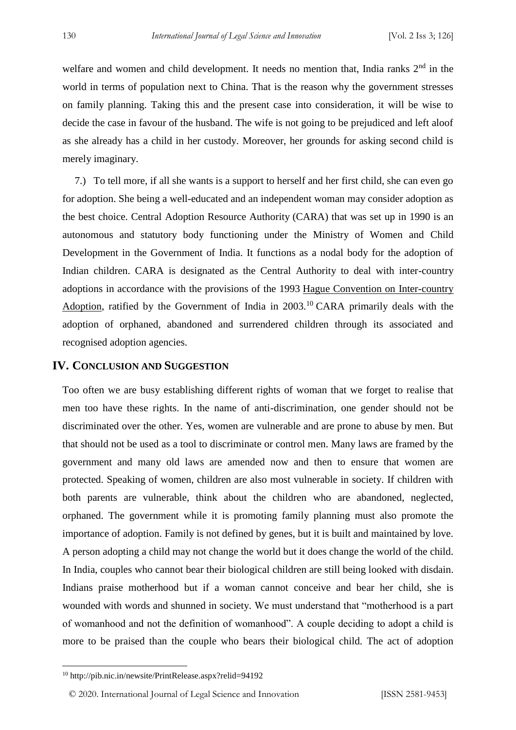welfare and women and child development. It needs no mention that, India ranks 2nd in the world in terms of population next to China. That is the reason why the government stresses on family planning. Taking this and the present case into consideration, it will be wise to decide the case in favour of the husband. The wife is not going to be prejudiced and left aloof as she already has a child in her custody. Moreover, her grounds for asking second child is merely imaginary.

7.) To tell more, if all she wants is a support to herself and her first child, she can even go for adoption. She being a well-educated and an independent woman may consider adoption as the best choice. Central Adoption Resource Authority (CARA) that was set up in 1990 is an autonomous and statutory body functioning under the Ministry of Women and Child Development in the Government of India. It functions as a nodal body for the adoption of Indian children. CARA is designated as the Central Authority to deal with inter-country adoptions in accordance with the provisions of the 1993 Hague Convention on Inter-country Adoption, ratified by the Government of India in 2003.[10] CARA primarily deals with the adoption of orphaned, abandoned and surrendered children through its associated and recognised adoption agencies.

## IV. Conclusion and Suggestion

Too often we are busy establishing different rights of woman that we forget to realise that men too have these rights. In the name of anti-discrimination, one gender should not be discriminated over the other. Yes, women are vulnerable and are prone to abuse by men. But that should not be used as a tool to discriminate or control men. Many laws are framed by the government and many old laws are amended now and then to ensure that women are protected. Speaking of women, children are also most vulnerable in society. If children with both parents are vulnerable, think about the children who are abandoned, neglected, orphaned. The government while it is promoting family planning must also promote the importance of adoption. Family is not defined by genes, but it is built and maintained by love. A person adopting a child may not change the world but it does change the world of the child. In India, couples who cannot bear their biological children are still being looked with disdain. Indians praise motherhood but if a woman cannot conceive and bear her child, she is wounded with words and shunned in society. We must understand that "motherhood is a part of womanhood and not the definition of womanhood". A couple deciding to adopt a child is more to be praised than the couple who bears their biological child. The act of adoption

[10] http://pib.nic.in/newsite/PrintRelease.aspx?relid=94192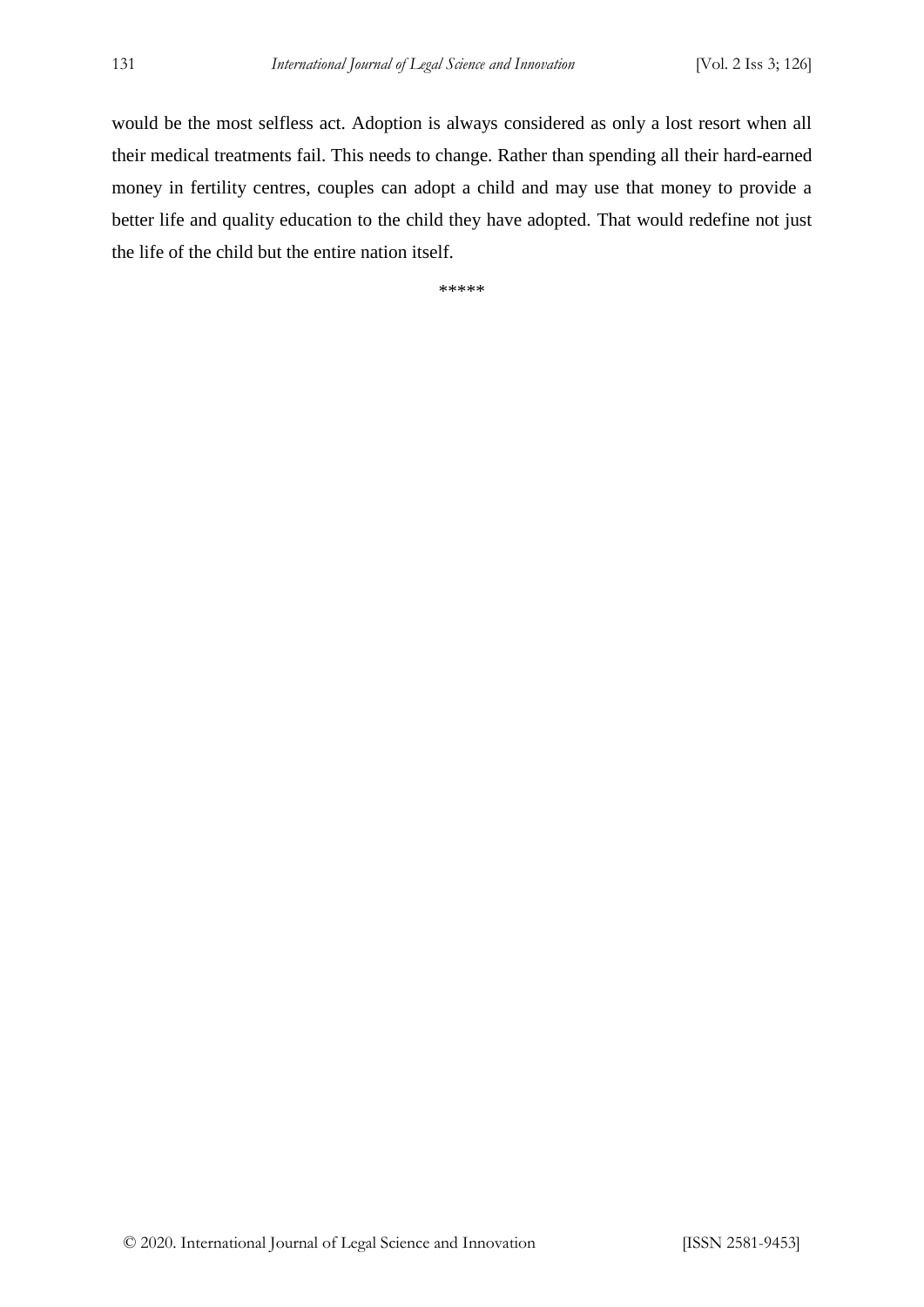would be the most selfless act. Adoption is always considered as only a lost resort when all their medical treatments fail. This needs to change. Rather than spending all their hard-earned money in fertility centres, couples can adopt a child and may use that money to provide a better life and quality education to the child they have adopted. That would redefine not just the life of the child but the entire nation itself.

*****